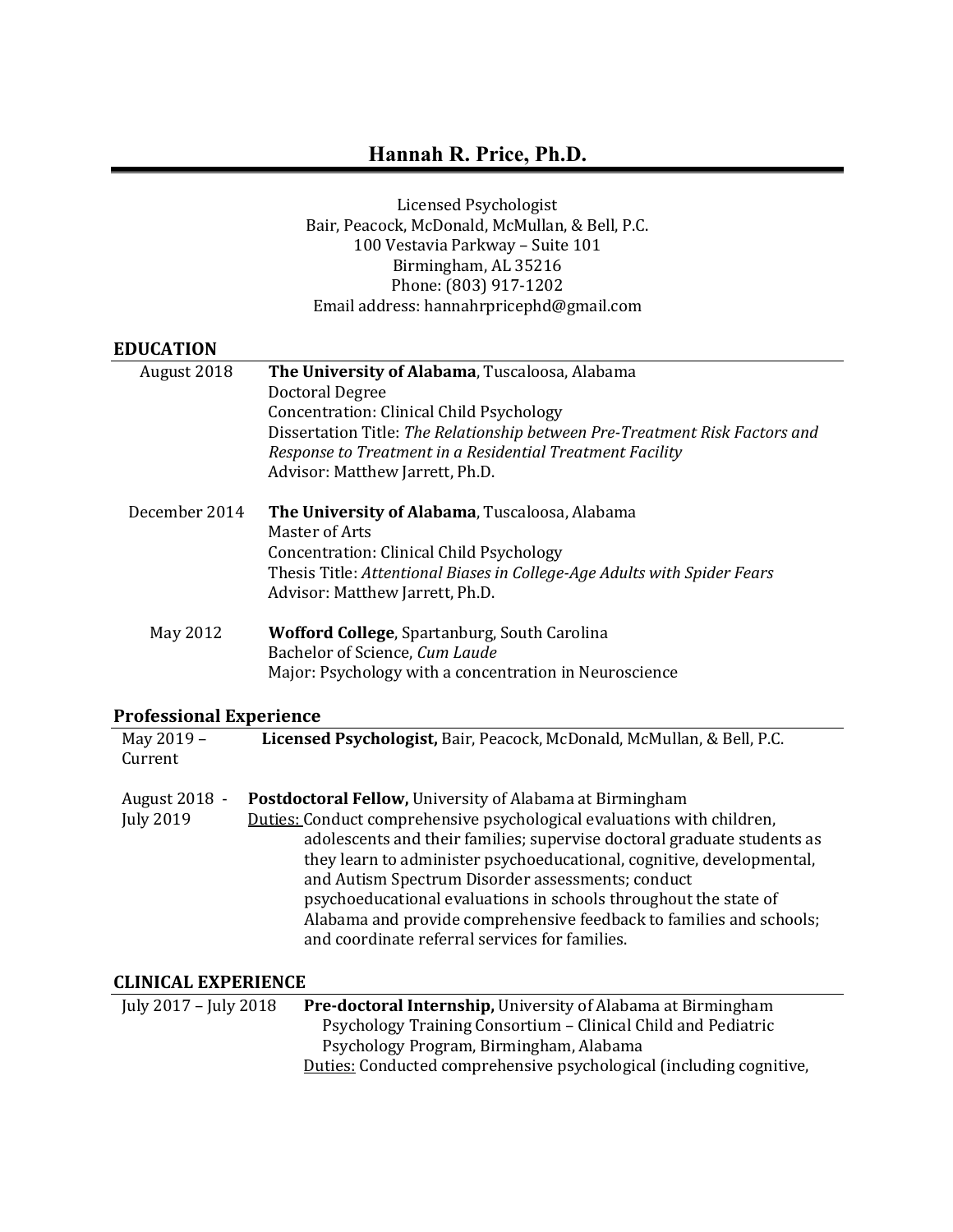# Hannah R. Price, Ph.D.

Licensed Psychologist
Bair, Peacock, McDonald, McMullan, & Bell, P.C.
100 Vestavia Parkway – Suite 101
Birmingham, AL 35216
Phone: (803) 917-1202
Email address: hannahrpricephd@gmail.com

## EDUCATION

August 2018 — **The University of Alabama**, Tuscaloosa, Alabama
Doctoral Degree
Concentration: Clinical Child Psychology
Dissertation Title: *The Relationship between Pre-Treatment Risk Factors and Response to Treatment in a Residential Treatment Facility*
Advisor: Matthew Jarrett, Ph.D.

December 2014 — **The University of Alabama**, Tuscaloosa, Alabama
Master of Arts
Concentration: Clinical Child Psychology
Thesis Title: *Attentional Biases in College-Age Adults with Spider Fears*
Advisor: Matthew Jarrett, Ph.D.

May 2012 — **Wofford College**, Spartanburg, South Carolina
Bachelor of Science, *Cum Laude*
Major: Psychology with a concentration in Neuroscience

## Professional Experience

May 2019 – Current — **Licensed Psychologist,** Bair, Peacock, McDonald, McMullan, & Bell, P.C.

August 2018 - July 2019 — **Postdoctoral Fellow,** University of Alabama at Birmingham
Duties: Conduct comprehensive psychological evaluations with children, adolescents and their families; supervise doctoral graduate students as they learn to administer psychoeducational, cognitive, developmental, and Autism Spectrum Disorder assessments; conduct psychoeducational evaluations in schools throughout the state of Alabama and provide comprehensive feedback to families and schools; and coordinate referral services for families.

## CLINICAL EXPERIENCE

July 2017 – July 2018 — **Pre-doctoral Internship,** University of Alabama at Birmingham Psychology Training Consortium – Clinical Child and Pediatric Psychology Program, Birmingham, Alabama
Duties: Conducted comprehensive psychological (including cognitive,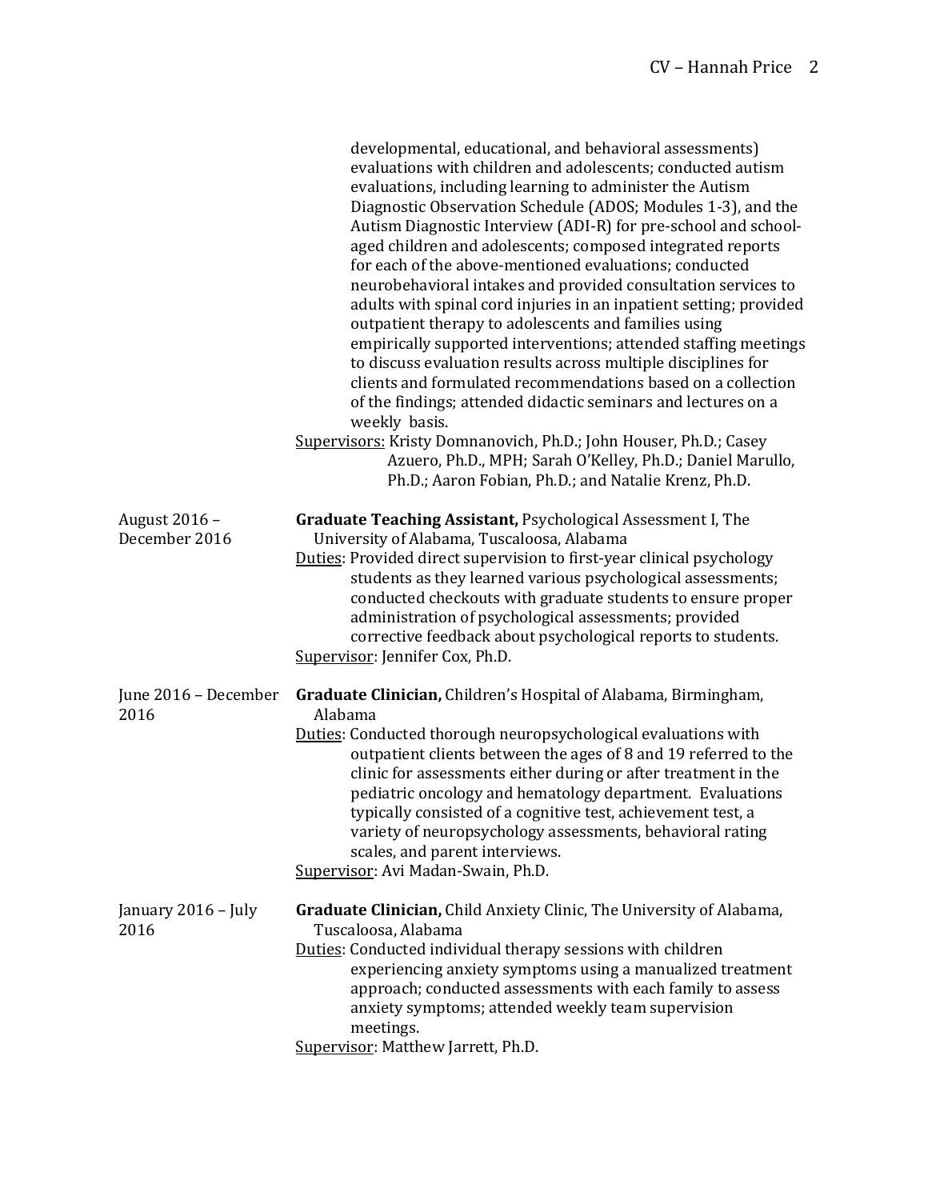developmental, educational, and behavioral assessments) evaluations with children and adolescents; conducted autism evaluations, including learning to administer the Autism Diagnostic Observation Schedule (ADOS; Modules 1-3), and the Autism Diagnostic Interview (ADI-R) for pre-school and school-aged children and adolescents; composed integrated reports for each of the above-mentioned evaluations; conducted neurobehavioral intakes and provided consultation services to adults with spinal cord injuries in an inpatient setting; provided outpatient therapy to adolescents and families using empirically supported interventions; attended staffing meetings to discuss evaluation results across multiple disciplines for clients and formulated recommendations based on a collection of the findings; attended didactic seminars and lectures on a weekly basis.

Supervisors: Kristy Domnanovich, Ph.D.; John Houser, Ph.D.; Casey Azuero, Ph.D., MPH; Sarah O'Kelley, Ph.D.; Daniel Marullo, Ph.D.; Aaron Fobian, Ph.D.; and Natalie Krenz, Ph.D.

August 2016 – December 2016

**Graduate Teaching Assistant,** Psychological Assessment I, The University of Alabama, Tuscaloosa, Alabama

Duties: Provided direct supervision to first-year clinical psychology students as they learned various psychological assessments; conducted checkouts with graduate students to ensure proper administration of psychological assessments; provided corrective feedback about psychological reports to students.

Supervisor: Jennifer Cox, Ph.D.

June 2016 – December 2016

**Graduate Clinician,** Children's Hospital of Alabama, Birmingham, Alabama

Duties: Conducted thorough neuropsychological evaluations with outpatient clients between the ages of 8 and 19 referred to the clinic for assessments either during or after treatment in the pediatric oncology and hematology department. Evaluations typically consisted of a cognitive test, achievement test, a variety of neuropsychology assessments, behavioral rating scales, and parent interviews.

Supervisor: Avi Madan-Swain, Ph.D.

January 2016 – July 2016

**Graduate Clinician,** Child Anxiety Clinic, The University of Alabama, Tuscaloosa, Alabama

Duties: Conducted individual therapy sessions with children experiencing anxiety symptoms using a manualized treatment approach; conducted assessments with each family to assess anxiety symptoms; attended weekly team supervision meetings.

Supervisor: Matthew Jarrett, Ph.D.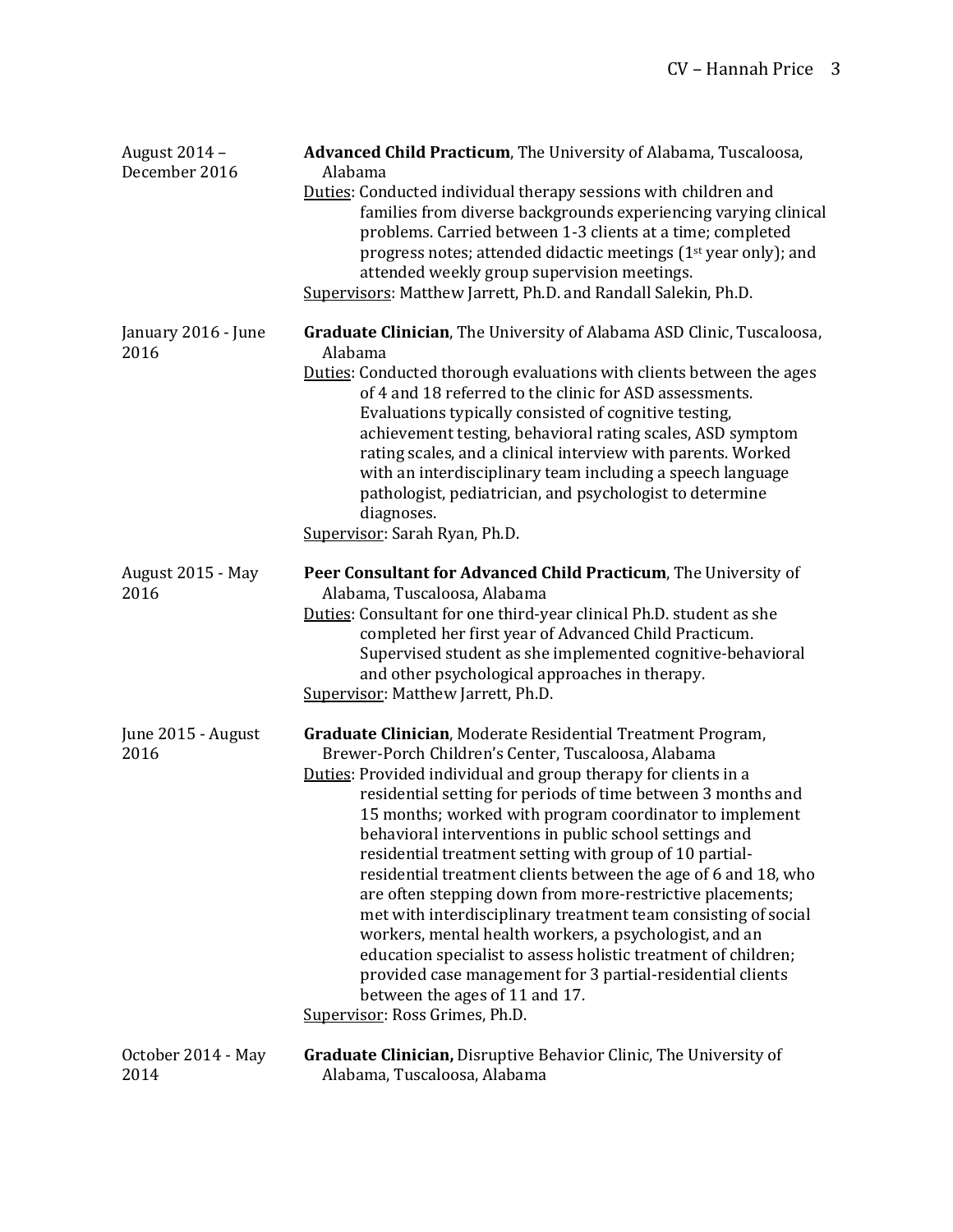August 2014 – December 2016

**Advanced Child Practicum**, The University of Alabama, Tuscaloosa, Alabama

Duties: Conducted individual therapy sessions with children and families from diverse backgrounds experiencing varying clinical problems. Carried between 1-3 clients at a time; completed progress notes; attended didactic meetings (1st year only); and attended weekly group supervision meetings.

Supervisors: Matthew Jarrett, Ph.D. and Randall Salekin, Ph.D.

January 2016 - June 2016

**Graduate Clinician**, The University of Alabama ASD Clinic, Tuscaloosa, Alabama

Duties: Conducted thorough evaluations with clients between the ages of 4 and 18 referred to the clinic for ASD assessments. Evaluations typically consisted of cognitive testing, achievement testing, behavioral rating scales, ASD symptom rating scales, and a clinical interview with parents. Worked with an interdisciplinary team including a speech language pathologist, pediatrician, and psychologist to determine diagnoses.

Supervisor: Sarah Ryan, Ph.D.

August 2015 - May 2016

**Peer Consultant for Advanced Child Practicum**, The University of Alabama, Tuscaloosa, Alabama

Duties: Consultant for one third-year clinical Ph.D. student as she completed her first year of Advanced Child Practicum. Supervised student as she implemented cognitive-behavioral and other psychological approaches in therapy.

Supervisor: Matthew Jarrett, Ph.D.

June 2015 - August 2016

**Graduate Clinician**, Moderate Residential Treatment Program, Brewer-Porch Children's Center, Tuscaloosa, Alabama

Duties: Provided individual and group therapy for clients in a residential setting for periods of time between 3 months and 15 months; worked with program coordinator to implement behavioral interventions in public school settings and residential treatment setting with group of 10 partial-residential treatment clients between the age of 6 and 18, who are often stepping down from more-restrictive placements; met with interdisciplinary treatment team consisting of social workers, mental health workers, a psychologist, and an education specialist to assess holistic treatment of children; provided case management for 3 partial-residential clients between the ages of 11 and 17.

Supervisor: Ross Grimes, Ph.D.

October 2014 - May 2014

**Graduate Clinician,** Disruptive Behavior Clinic, The University of Alabama, Tuscaloosa, Alabama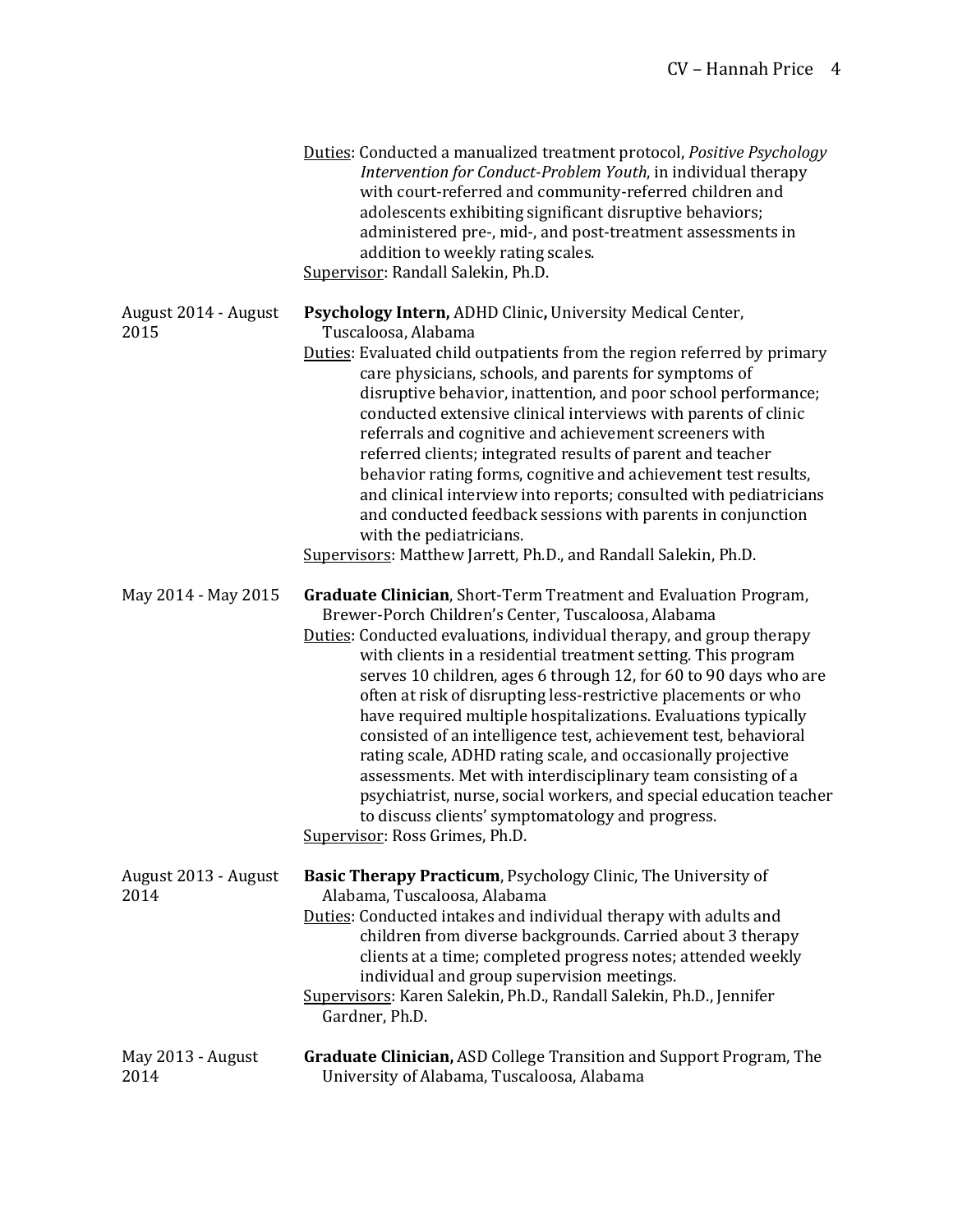Duties: Conducted a manualized treatment protocol, *Positive Psychology Intervention for Conduct-Problem Youth*, in individual therapy with court-referred and community-referred children and adolescents exhibiting significant disruptive behaviors; administered pre-, mid-, and post-treatment assessments in addition to weekly rating scales.
Supervisor: Randall Salekin, Ph.D.

August 2014 - August 2015 — **Psychology Intern,** ADHD Clinic**,** University Medical Center, Tuscaloosa, Alabama
Duties: Evaluated child outpatients from the region referred by primary care physicians, schools, and parents for symptoms of disruptive behavior, inattention, and poor school performance; conducted extensive clinical interviews with parents of clinic referrals and cognitive and achievement screeners with referred clients; integrated results of parent and teacher behavior rating forms, cognitive and achievement test results, and clinical interview into reports; consulted with pediatricians and conducted feedback sessions with parents in conjunction with the pediatricians.
Supervisors: Matthew Jarrett, Ph.D., and Randall Salekin, Ph.D.

May 2014 - May 2015 — **Graduate Clinician**, Short-Term Treatment and Evaluation Program, Brewer-Porch Children's Center, Tuscaloosa, Alabama
Duties: Conducted evaluations, individual therapy, and group therapy with clients in a residential treatment setting. This program serves 10 children, ages 6 through 12, for 60 to 90 days who are often at risk of disrupting less-restrictive placements or who have required multiple hospitalizations. Evaluations typically consisted of an intelligence test, achievement test, behavioral rating scale, ADHD rating scale, and occasionally projective assessments. Met with interdisciplinary team consisting of a psychiatrist, nurse, social workers, and special education teacher to discuss clients' symptomatology and progress.
Supervisor: Ross Grimes, Ph.D.

August 2013 - August 2014 — **Basic Therapy Practicum**, Psychology Clinic, The University of Alabama, Tuscaloosa, Alabama
Duties: Conducted intakes and individual therapy with adults and children from diverse backgrounds. Carried about 3 therapy clients at a time; completed progress notes; attended weekly individual and group supervision meetings.
Supervisors: Karen Salekin, Ph.D., Randall Salekin, Ph.D., Jennifer Gardner, Ph.D.

May 2013 - August 2014 — **Graduate Clinician,** ASD College Transition and Support Program, The University of Alabama, Tuscaloosa, Alabama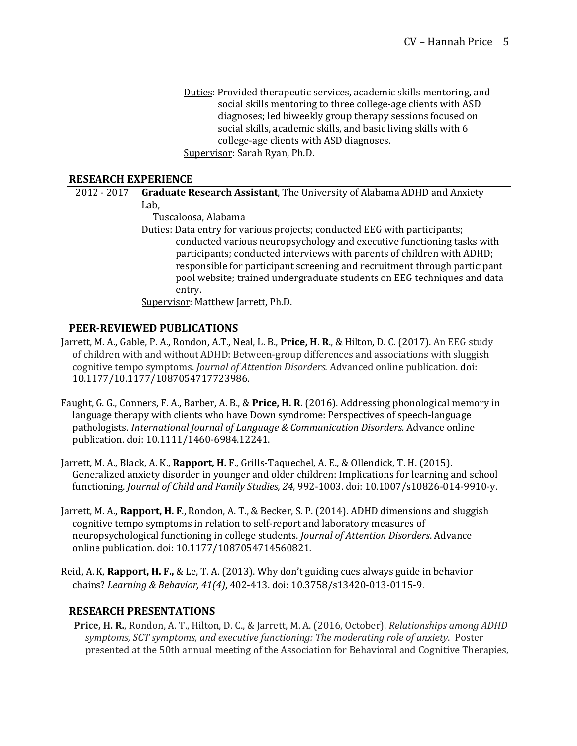Duties: Provided therapeutic services, academic skills mentoring, and social skills mentoring to three college-age clients with ASD diagnoses; led biweekly group therapy sessions focused on social skills, academic skills, and basic living skills with 6 college-age clients with ASD diagnoses.
Supervisor: Sarah Ryan, Ph.D.

## RESEARCH EXPERIENCE

2012 - 2017 **Graduate Research Assistant**, The University of Alabama ADHD and Anxiety Lab,
Tuscaloosa, Alabama
Duties: Data entry for various projects; conducted EEG with participants; conducted various neuropsychology and executive functioning tasks with participants; conducted interviews with parents of children with ADHD; responsible for participant screening and recruitment through participant pool website; trained undergraduate students on EEG techniques and data entry.
Supervisor: Matthew Jarrett, Ph.D.

## PEER-REVIEWED PUBLICATIONS

Jarrett, M. A., Gable, P. A., Rondon, A.T., Neal, L. B., **Price, H. R.**, & Hilton, D. C. (2017). An EEG study of children with and without ADHD: Between-group differences and associations with sluggish cognitive tempo symptoms. *Journal of Attention Disorders.* Advanced online publication. doi: 10.1177/10.1177/1087054717723986.

Faught, G. G., Conners, F. A., Barber, A. B., & **Price, H. R.** (2016). Addressing phonological memory in language therapy with clients who have Down syndrome: Perspectives of speech-language pathologists. *International Journal of Language & Communication Disorders.* Advance online publication. doi: 10.1111/1460-6984.12241.

Jarrett, M. A., Black, A. K., **Rapport, H. F**., Grills-Taquechel, A. E., & Ollendick, T. H. (2015). Generalized anxiety disorder in younger and older children: Implications for learning and school functioning. *Journal of Child and Family Studies, 24,* 992-1003. doi: 10.1007/s10826-014-9910-y.

Jarrett, M. A., **Rapport, H. F**., Rondon, A. T., & Becker, S. P. (2014). ADHD dimensions and sluggish cognitive tempo symptoms in relation to self-report and laboratory measures of neuropsychological functioning in college students. *Journal of Attention Disorders*. Advance online publication. doi: 10.1177/1087054714560821.

Reid, A. K, **Rapport, H. F.,** & Le, T. A. (2013). Why don't guiding cues always guide in behavior chains? *Learning & Behavior, 41(4)*, 402-413. doi: 10.3758/s13420-013-0115-9.

## RESEARCH PRESENTATIONS

**Price, H. R.**, Rondon, A. T., Hilton, D. C., & Jarrett, M. A. (2016, October). *Relationships among ADHD symptoms, SCT symptoms, and executive functioning: The moderating role of anxiety*. Poster presented at the 50th annual meeting of the Association for Behavioral and Cognitive Therapies,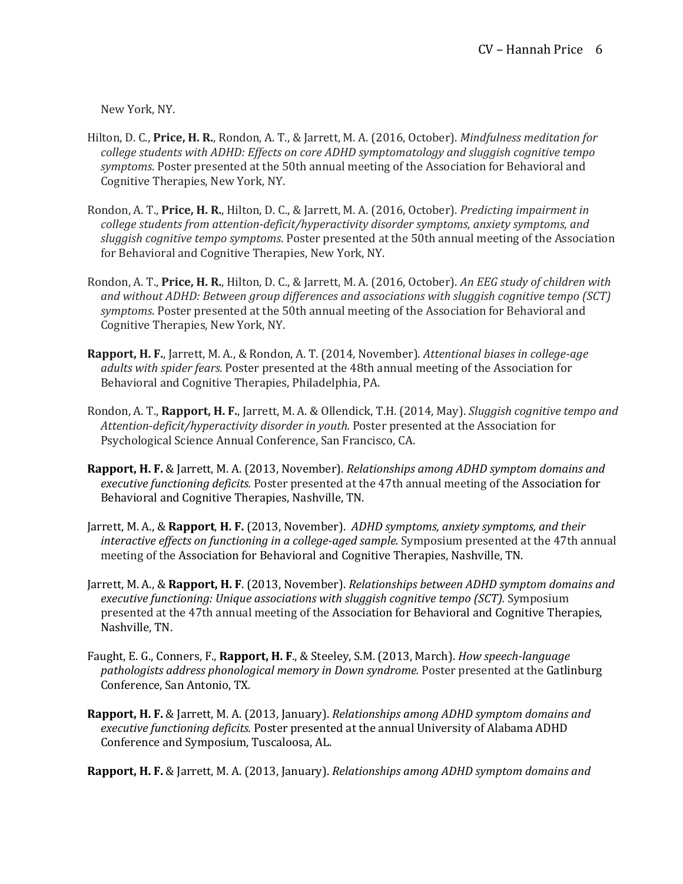New York, NY.

Hilton, D. C., **Price, H. R.**, Rondon, A. T., & Jarrett, M. A. (2016, October). *Mindfulness meditation for college students with ADHD: Effects on core ADHD symptomatology and sluggish cognitive tempo symptoms*. Poster presented at the 50th annual meeting of the Association for Behavioral and Cognitive Therapies, New York, NY.

Rondon, A. T., **Price, H. R.**, Hilton, D. C., & Jarrett, M. A. (2016, October). *Predicting impairment in college students from attention-deficit/hyperactivity disorder symptoms, anxiety symptoms, and sluggish cognitive tempo symptoms*. Poster presented at the 50th annual meeting of the Association for Behavioral and Cognitive Therapies, New York, NY.

Rondon, A. T., **Price, H. R.**, Hilton, D. C., & Jarrett, M. A. (2016, October). *An EEG study of children with and without ADHD: Between group differences and associations with sluggish cognitive tempo (SCT) symptoms*. Poster presented at the 50th annual meeting of the Association for Behavioral and Cognitive Therapies, New York, NY.

**Rapport, H. F.**, Jarrett, M. A., & Rondon, A. T. (2014, November). *Attentional biases in college-age adults with spider fears.* Poster presented at the 48th annual meeting of the Association for Behavioral and Cognitive Therapies, Philadelphia, PA.

Rondon, A. T., **Rapport, H. F.**, Jarrett, M. A. & Ollendick, T.H. (2014, May). *Sluggish cognitive tempo and Attention-deficit/hyperactivity disorder in youth.* Poster presented at the Association for Psychological Science Annual Conference, San Francisco, CA.

**Rapport, H. F.** & Jarrett, M. A. (2013, November). *Relationships among ADHD symptom domains and executive functioning deficits.* Poster presented at the 47th annual meeting of the Association for Behavioral and Cognitive Therapies, Nashville, TN.

Jarrett, M. A., & **Rapport**, **H. F.** (2013, November). *ADHD symptoms, anxiety symptoms, and their interactive effects on functioning in a college-aged sample.* Symposium presented at the 47th annual meeting of the Association for Behavioral and Cognitive Therapies, Nashville, TN.

Jarrett, M. A., & **Rapport, H. F**. (2013, November). *Relationships between ADHD symptom domains and executive functioning: Unique associations with sluggish cognitive tempo (SCT).* Symposium presented at the 47th annual meeting of the Association for Behavioral and Cognitive Therapies, Nashville, TN.

Faught, E. G., Conners, F., **Rapport, H. F**., & Steeley, S.M. (2013, March). *How speech-language pathologists address phonological memory in Down syndrome.* Poster presented at the Gatlinburg Conference, San Antonio, TX.

**Rapport, H. F.** & Jarrett, M. A. (2013, January). *Relationships among ADHD symptom domains and executive functioning deficits.* Poster presented at the annual University of Alabama ADHD Conference and Symposium, Tuscaloosa, AL.

**Rapport, H. F.** & Jarrett, M. A. (2013, January). *Relationships among ADHD symptom domains and*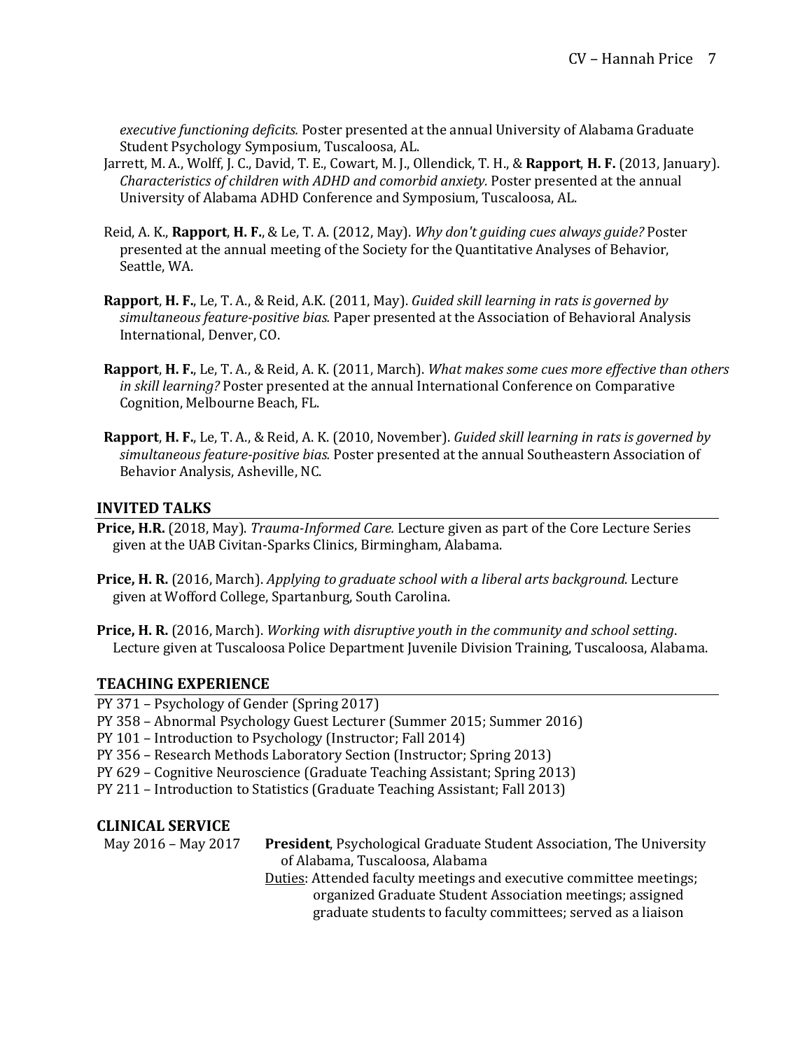*executive functioning deficits.* Poster presented at the annual University of Alabama Graduate Student Psychology Symposium, Tuscaloosa, AL.

Jarrett, M. A., Wolff, J. C., David, T. E., Cowart, M. J., Ollendick, T. H., & **Rapport**, **H. F.** (2013, January). *Characteristics of children with ADHD and comorbid anxiety.* Poster presented at the annual University of Alabama ADHD Conference and Symposium, Tuscaloosa, AL.

Reid, A. K., **Rapport**, **H. F.**, & Le, T. A. (2012, May). *Why don't guiding cues always guide?* Poster presented at the annual meeting of the Society for the Quantitative Analyses of Behavior, Seattle, WA.

**Rapport**, **H. F.**, Le, T. A., & Reid, A.K. (2011, May). *Guided skill learning in rats is governed by simultaneous feature-positive bias.* Paper presented at the Association of Behavioral Analysis International, Denver, CO.

**Rapport**, **H. F.**, Le, T. A., & Reid, A. K. (2011, March). *What makes some cues more effective than others in skill learning?* Poster presented at the annual International Conference on Comparative Cognition, Melbourne Beach, FL.

**Rapport**, **H. F.**, Le, T. A., & Reid, A. K. (2010, November). *Guided skill learning in rats is governed by simultaneous feature-positive bias.* Poster presented at the annual Southeastern Association of Behavior Analysis, Asheville, NC.

## INVITED TALKS

**Price, H.R.** (2018, May). *Trauma-Informed Care.* Lecture given as part of the Core Lecture Series given at the UAB Civitan-Sparks Clinics, Birmingham, Alabama.

**Price, H. R.** (2016, March). *Applying to graduate school with a liberal arts background*. Lecture given at Wofford College, Spartanburg, South Carolina.

**Price, H. R.** (2016, March). *Working with disruptive youth in the community and school setting*. Lecture given at Tuscaloosa Police Department Juvenile Division Training, Tuscaloosa, Alabama.

## TEACHING EXPERIENCE

PY 371 – Psychology of Gender (Spring 2017)
PY 358 – Abnormal Psychology Guest Lecturer (Summer 2015; Summer 2016)
PY 101 – Introduction to Psychology (Instructor; Fall 2014)
PY 356 – Research Methods Laboratory Section (Instructor; Spring 2013)
PY 629 – Cognitive Neuroscience (Graduate Teaching Assistant; Spring 2013)
PY 211 – Introduction to Statistics (Graduate Teaching Assistant; Fall 2013)

## CLINICAL SERVICE

May 2016 – May 2017 **President**, Psychological Graduate Student Association, The University of Alabama, Tuscaloosa, Alabama

Duties: Attended faculty meetings and executive committee meetings; organized Graduate Student Association meetings; assigned graduate students to faculty committees; served as a liaison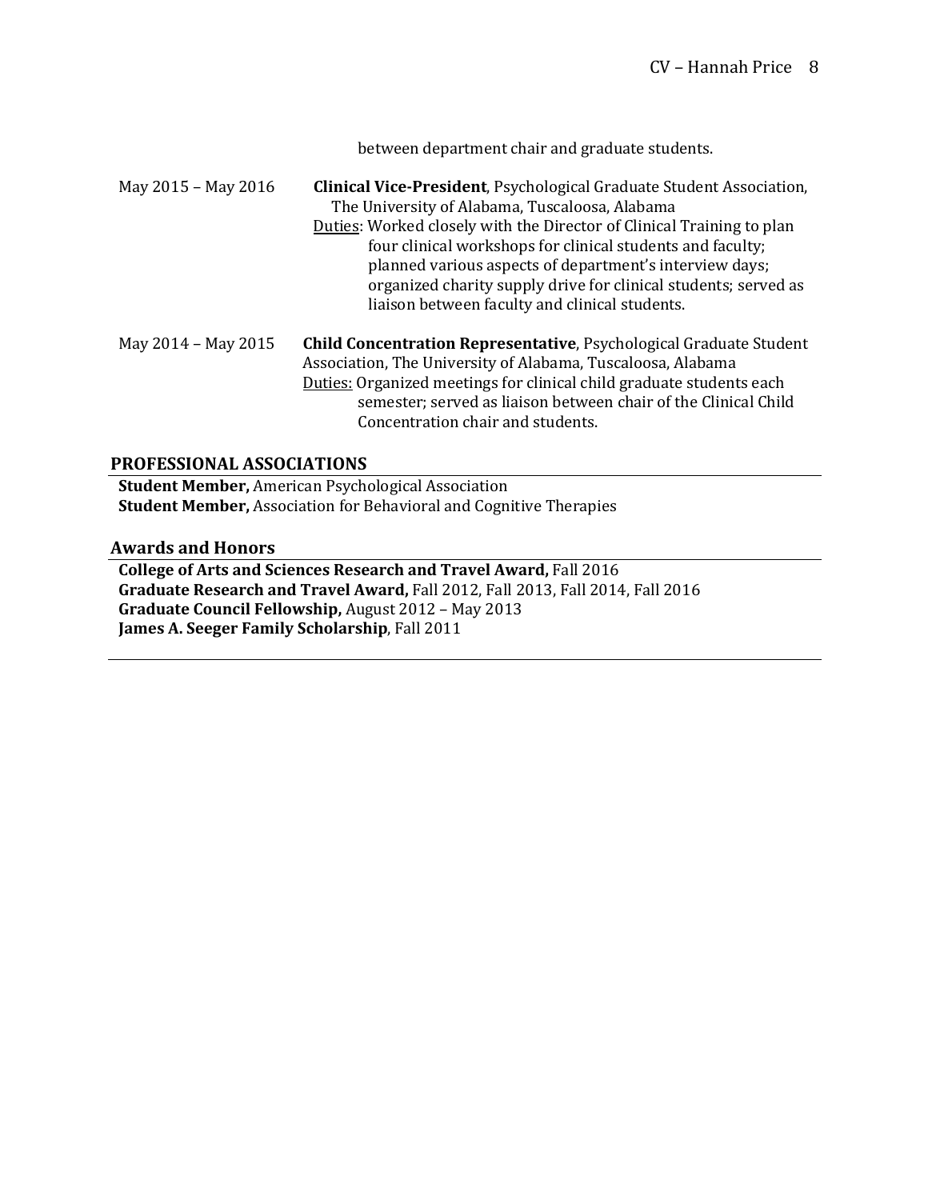between department chair and graduate students.

May 2015 – May 2016 **Clinical Vice-President**, Psychological Graduate Student Association, The University of Alabama, Tuscaloosa, Alabama
Duties: Worked closely with the Director of Clinical Training to plan four clinical workshops for clinical students and faculty; planned various aspects of department's interview days; organized charity supply drive for clinical students; served as liaison between faculty and clinical students.

May 2014 – May 2015 **Child Concentration Representative**, Psychological Graduate Student Association, The University of Alabama, Tuscaloosa, Alabama
Duties: Organized meetings for clinical child graduate students each semester; served as liaison between chair of the Clinical Child Concentration chair and students.

## PROFESSIONAL ASSOCIATIONS

**Student Member,** American Psychological Association
**Student Member,** Association for Behavioral and Cognitive Therapies

## Awards and Honors

**College of Arts and Sciences Research and Travel Award,** Fall 2016
**Graduate Research and Travel Award,** Fall 2012, Fall 2013, Fall 2014, Fall 2016
**Graduate Council Fellowship,** August 2012 – May 2013
**James A. Seeger Family Scholarship**, Fall 2011